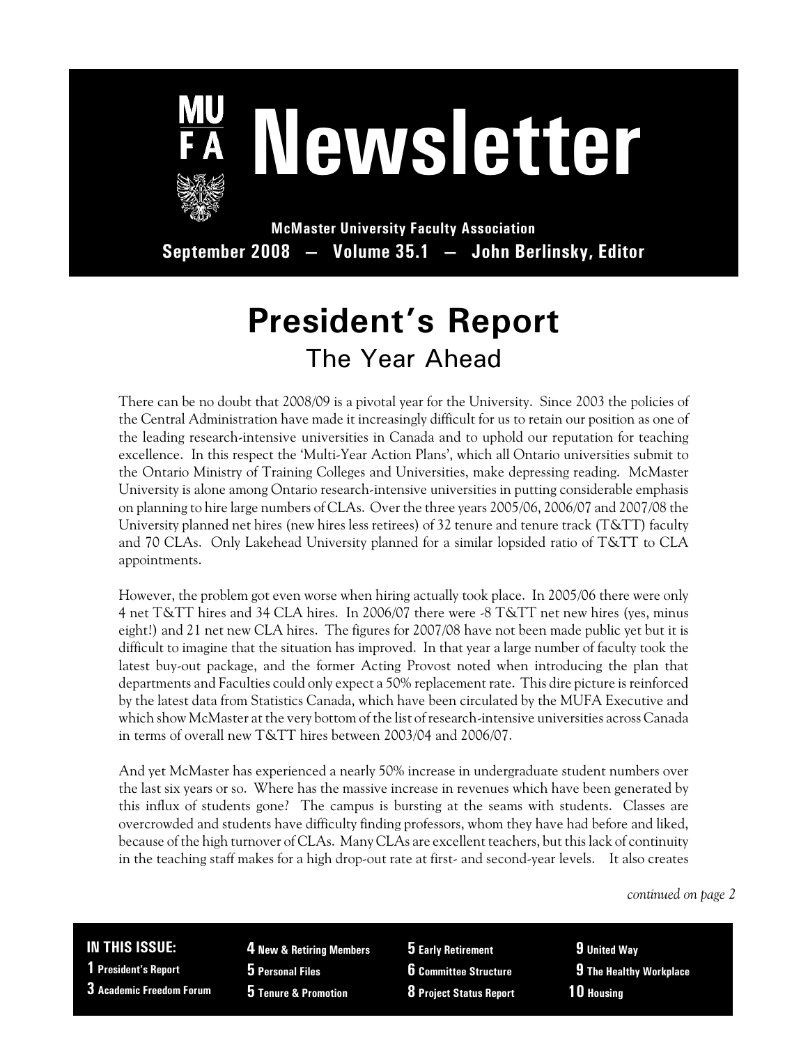# Newsletter

**McMaster University Faculty Association**

**September 2008 — Volume 35.1 — John Berlinsky, Editor**

# President's Report

## The Year Ahead

There can be no doubt that 2008/09 is a pivotal year for the University. Since 2003 the policies of the Central Administration have made it increasingly difficult for us to retain our position as one of the leading research-intensive universities in Canada and to uphold our reputation for teaching excellence. In this respect the 'Multi-Year Action Plans', which all Ontario universities submit to the Ontario Ministry of Training Colleges and Universities, make depressing reading. McMaster University is alone among Ontario research-intensive universities in putting considerable emphasis on planning to hire large numbers of CLAs. Over the three years 2005/06, 2006/07 and 2007/08 the University planned net hires (new hires less retirees) of 32 tenure and tenure track (T&TT) faculty and 70 CLAs. Only Lakehead University planned for a similar lopsided ratio of T&TT to CLA appointments.

However, the problem got even worse when hiring actually took place. In 2005/06 there were only 4 net T&TT hires and 34 CLA hires. In 2006/07 there were -8 T&TT net new hires (yes, minus eight!) and 21 net new CLA hires. The figures for 2007/08 have not been made public yet but it is difficult to imagine that the situation has improved. In that year a large number of faculty took the latest buy-out package, and the former Acting Provost noted when introducing the plan that departments and Faculties could only expect a 50% replacement rate. This dire picture is reinforced by the latest data from Statistics Canada, which have been circulated by the MUFA Executive and which show McMaster at the very bottom of the list of research-intensive universities across Canada in terms of overall new T&TT hires between 2003/04 and 2006/07.

And yet McMaster has experienced a nearly 50% increase in undergraduate student numbers over the last six years or so. Where has the massive increase in revenues which have been generated by this influx of students gone? The campus is bursting at the seams with students. Classes are overcrowded and students have difficulty finding professors, whom they have had before and liked, because of the high turnover of CLAs. Many CLAs are excellent teachers, but this lack of continuity in the teaching staff makes for a high drop-out rate at first- and second-year levels. It also creates

*continued on page 2*

**IN THIS ISSUE:**

- **1** President's Report
- **3** Academic Freedom Forum
- **4** New & Retiring Members
- **5** Personal Files
- **5** Tenure & Promotion
- **5** Early Retirement
- **6** Committee Structure
- **8** Project Status Report
- **9** United Way
- **9** The Healthy Workplace
- **10** Housing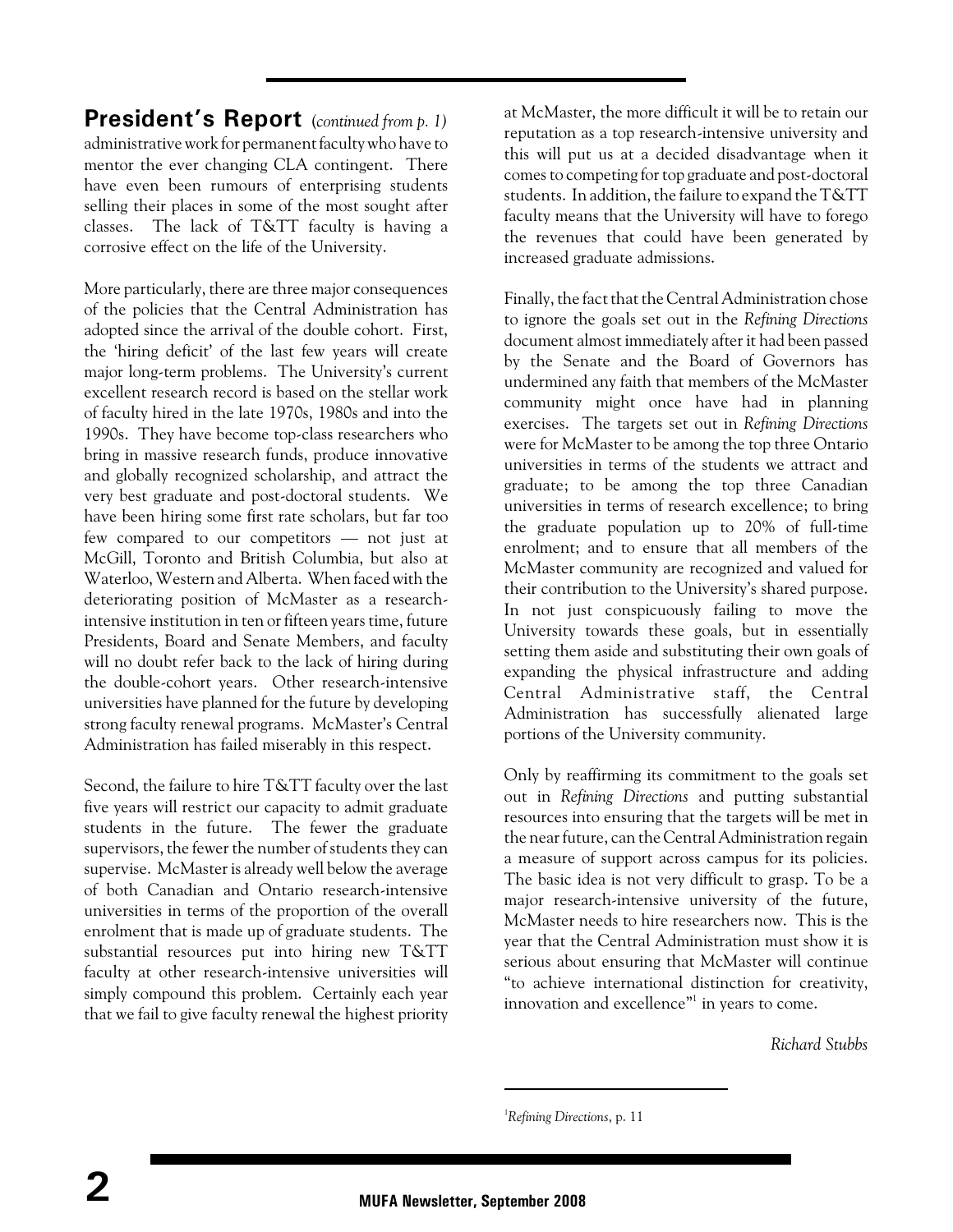## President's Report (*continued from p. 1)*

administrative work for permanent faculty who have to mentor the ever changing CLA contingent. There have even been rumours of enterprising students selling their places in some of the most sought after classes. The lack of T&TT faculty is having a corrosive effect on the life of the University.

More particularly, there are three major consequences of the policies that the Central Administration has adopted since the arrival of the double cohort. First, the 'hiring deficit' of the last few years will create major long-term problems. The University's current excellent research record is based on the stellar work of faculty hired in the late 1970s, 1980s and into the 1990s. They have become top-class researchers who bring in massive research funds, produce innovative and globally recognized scholarship, and attract the very best graduate and post-doctoral students. We have been hiring some first rate scholars, but far too few compared to our competitors — not just at McGill, Toronto and British Columbia, but also at Waterloo, Western and Alberta. When faced with the deteriorating position of McMaster as a research-intensive institution in ten or fifteen years time, future Presidents, Board and Senate Members, and faculty will no doubt refer back to the lack of hiring during the double-cohort years. Other research-intensive universities have planned for the future by developing strong faculty renewal programs. McMaster's Central Administration has failed miserably in this respect.

Second, the failure to hire T&TT faculty over the last five years will restrict our capacity to admit graduate students in the future. The fewer the graduate supervisors, the fewer the number of students they can supervise. McMaster is already well below the average of both Canadian and Ontario research-intensive universities in terms of the proportion of the overall enrolment that is made up of graduate students. The substantial resources put into hiring new T&TT faculty at other research-intensive universities will simply compound this problem. Certainly each year that we fail to give faculty renewal the highest priority at McMaster, the more difficult it will be to retain our reputation as a top research-intensive university and this will put us at a decided disadvantage when it comes to competing for top graduate and post-doctoral students. In addition, the failure to expand the T&TT faculty means that the University will have to forego the revenues that could have been generated by increased graduate admissions.

Finally, the fact that the Central Administration chose to ignore the goals set out in the *Refining Directions* document almost immediately after it had been passed by the Senate and the Board of Governors has undermined any faith that members of the McMaster community might once have had in planning exercises. The targets set out in *Refining Directions* were for McMaster to be among the top three Ontario universities in terms of the students we attract and graduate; to be among the top three Canadian universities in terms of research excellence; to bring the graduate population up to 20% of full-time enrolment; and to ensure that all members of the McMaster community are recognized and valued for their contribution to the University's shared purpose. In not just conspicuously failing to move the University towards these goals, but in essentially setting them aside and substituting their own goals of expanding the physical infrastructure and adding Central Administrative staff, the Central Administration has successfully alienated large portions of the University community.

Only by reaffirming its commitment to the goals set out in *Refining Directions* and putting substantial resources into ensuring that the targets will be met in the near future, can the Central Administration regain a measure of support across campus for its policies. The basic idea is not very difficult to grasp. To be a major research-intensive university of the future, McMaster needs to hire researchers now. This is the year that the Central Administration must show it is serious about ensuring that McMaster will continue "to achieve international distinction for creativity, innovation and excellence"[1] in years to come.

*Richard Stubbs*

---

[1] *Refining Directions*, p. 11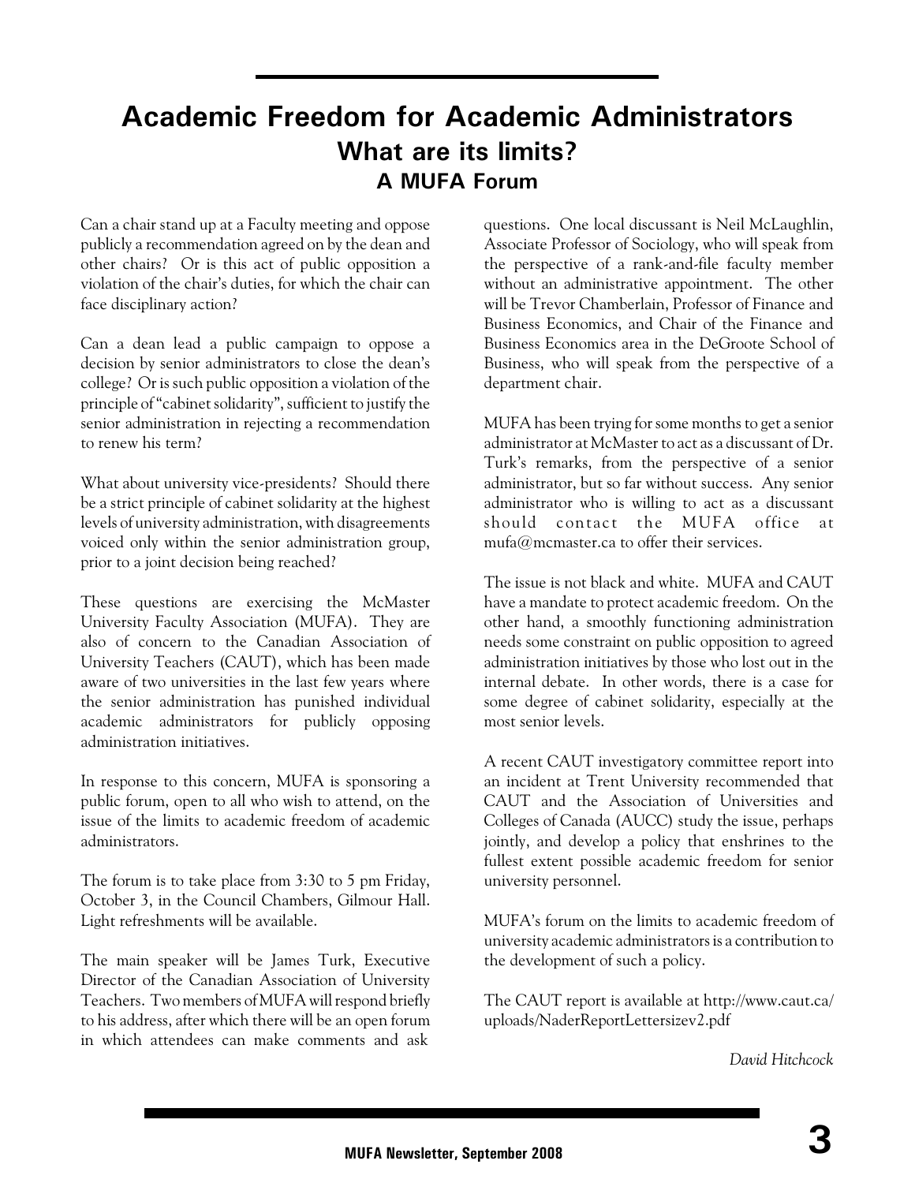# Academic Freedom for Academic Administrators

## What are its limits?

### A MUFA Forum

Can a chair stand up at a Faculty meeting and oppose publicly a recommendation agreed on by the dean and other chairs? Or is this act of public opposition a violation of the chair's duties, for which the chair can face disciplinary action?

Can a dean lead a public campaign to oppose a decision by senior administrators to close the dean's college? Or is such public opposition a violation of the principle of "cabinet solidarity", sufficient to justify the senior administration in rejecting a recommendation to renew his term?

What about university vice-presidents? Should there be a strict principle of cabinet solidarity at the highest levels of university administration, with disagreements voiced only within the senior administration group, prior to a joint decision being reached?

These questions are exercising the McMaster University Faculty Association (MUFA). They are also of concern to the Canadian Association of University Teachers (CAUT), which has been made aware of two universities in the last few years where the senior administration has punished individual academic administrators for publicly opposing administration initiatives.

In response to this concern, MUFA is sponsoring a public forum, open to all who wish to attend, on the issue of the limits to academic freedom of academic administrators.

The forum is to take place from 3:30 to 5 pm Friday, October 3, in the Council Chambers, Gilmour Hall. Light refreshments will be available.

The main speaker will be James Turk, Executive Director of the Canadian Association of University Teachers. Two members of MUFA will respond briefly to his address, after which there will be an open forum in which attendees can make comments and ask questions. One local discussant is Neil McLaughlin, Associate Professor of Sociology, who will speak from the perspective of a rank-and-file faculty member without an administrative appointment. The other will be Trevor Chamberlain, Professor of Finance and Business Economics, and Chair of the Finance and Business Economics area in the DeGroote School of Business, who will speak from the perspective of a department chair.

MUFA has been trying for some months to get a senior administrator at McMaster to act as a discussant of Dr. Turk's remarks, from the perspective of a senior administrator, but so far without success. Any senior administrator who is willing to act as a discussant should contact the MUFA office at mufa@mcmaster.ca to offer their services.

The issue is not black and white. MUFA and CAUT have a mandate to protect academic freedom. On the other hand, a smoothly functioning administration needs some constraint on public opposition to agreed administration initiatives by those who lost out in the internal debate. In other words, there is a case for some degree of cabinet solidarity, especially at the most senior levels.

A recent CAUT investigatory committee report into an incident at Trent University recommended that CAUT and the Association of Universities and Colleges of Canada (AUCC) study the issue, perhaps jointly, and develop a policy that enshrines to the fullest extent possible academic freedom for senior university personnel.

MUFA's forum on the limits to academic freedom of university academic administrators is a contribution to the development of such a policy.

The CAUT report is available at http://www.caut.ca/uploads/NaderReportLettersizev2.pdf

*David Hitchcock*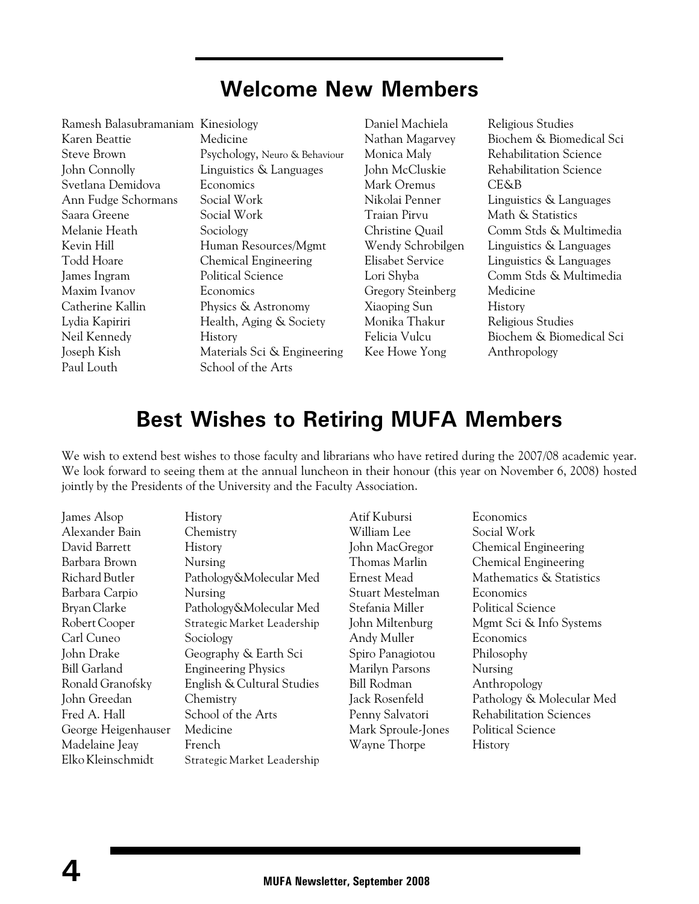## Welcome New Members

| Name | Department |
|---|---|
| Ramesh Balasubramaniam | Kinesiology |
| Karen Beattie | Medicine |
| Steve Brown | Psychology, Neuro & Behaviour |
| John Connolly | Linguistics & Languages |
| Svetlana Demidova | Economics |
| Ann Fudge Schormans | Social Work |
| Saara Greene | Social Work |
| Melanie Heath | Sociology |
| Kevin Hill | Human Resources/Mgmt |
| Todd Hoare | Chemical Engineering |
| James Ingram | Political Science |
| Maxim Ivanov | Economics |
| Catherine Kallin | Physics & Astronomy |
| Lydia Kapiriri | Health, Aging & Society |
| Neil Kennedy | History |
| Joseph Kish | Materials Sci & Engineering |
| Paul Louth | School of the Arts |
| Daniel Machiela | Religious Studies |
| Nathan Magarvey | Biochem & Biomedical Sci |
| Monica Maly | Rehabilitation Science |
| John McCluskie | Rehabilitation Science |
| Mark Oremus | CE&B |
| Nikolai Penner | Linguistics & Languages |
| Traian Pirvu | Math & Statistics |
| Christine Quail | Comm Stds & Multimedia |
| Wendy Schrobilgen | Linguistics & Languages |
| Elisabet Service | Linguistics & Languages |
| Lori Shyba | Comm Stds & Multimedia |
| Gregory Steinberg | Medicine |
| Xiaoping Sun | History |
| Monika Thakur | Religious Studies |
| Felicia Vulcu | Biochem & Biomedical Sci |
| Kee Howe Yong | Anthropology |

## Best Wishes to Retiring MUFA Members

We wish to extend best wishes to those faculty and librarians who have retired during the 2007/08 academic year. We look forward to seeing them at the annual luncheon in their honour (this year on November 6, 2008) hosted jointly by the Presidents of the University and the Faculty Association.

| Name | Department |
|---|---|
| James Alsop | History |
| Alexander Bain | Chemistry |
| David Barrett | History |
| Barbara Brown | Nursing |
| Richard Butler | Pathology&Molecular Med |
| Barbara Carpio | Nursing |
| Bryan Clarke | Pathology&Molecular Med |
| Robert Cooper | Strategic Market Leadership |
| Carl Cuneo | Sociology |
| John Drake | Geography & Earth Sci |
| Bill Garland | Engineering Physics |
| Ronald Granofsky | English & Cultural Studies |
| John Greedan | Chemistry |
| Fred A. Hall | School of the Arts |
| George Heigenhauser | Medicine |
| Madelaine Jeay | French |
| Elko Kleinschmidt | Strategic Market Leadership |
| Atif Kubursi | Economics |
| William Lee | Social Work |
| John MacGregor | Chemical Engineering |
| Thomas Marlin | Chemical Engineering |
| Ernest Mead | Mathematics & Statistics |
| Stuart Mestelman | Economics |
| Stefania Miller | Political Science |
| John Miltenburg | Mgmt Sci & Info Systems |
| Andy Muller | Economics |
| Spiro Panagiotou | Philosophy |
| Marilyn Parsons | Nursing |
| Bill Rodman | Anthropology |
| Jack Rosenfeld | Pathology & Molecular Med |
| Penny Salvatori | Rehabilitation Sciences |
| Mark Sproule-Jones | Political Science |
| Wayne Thorpe | History |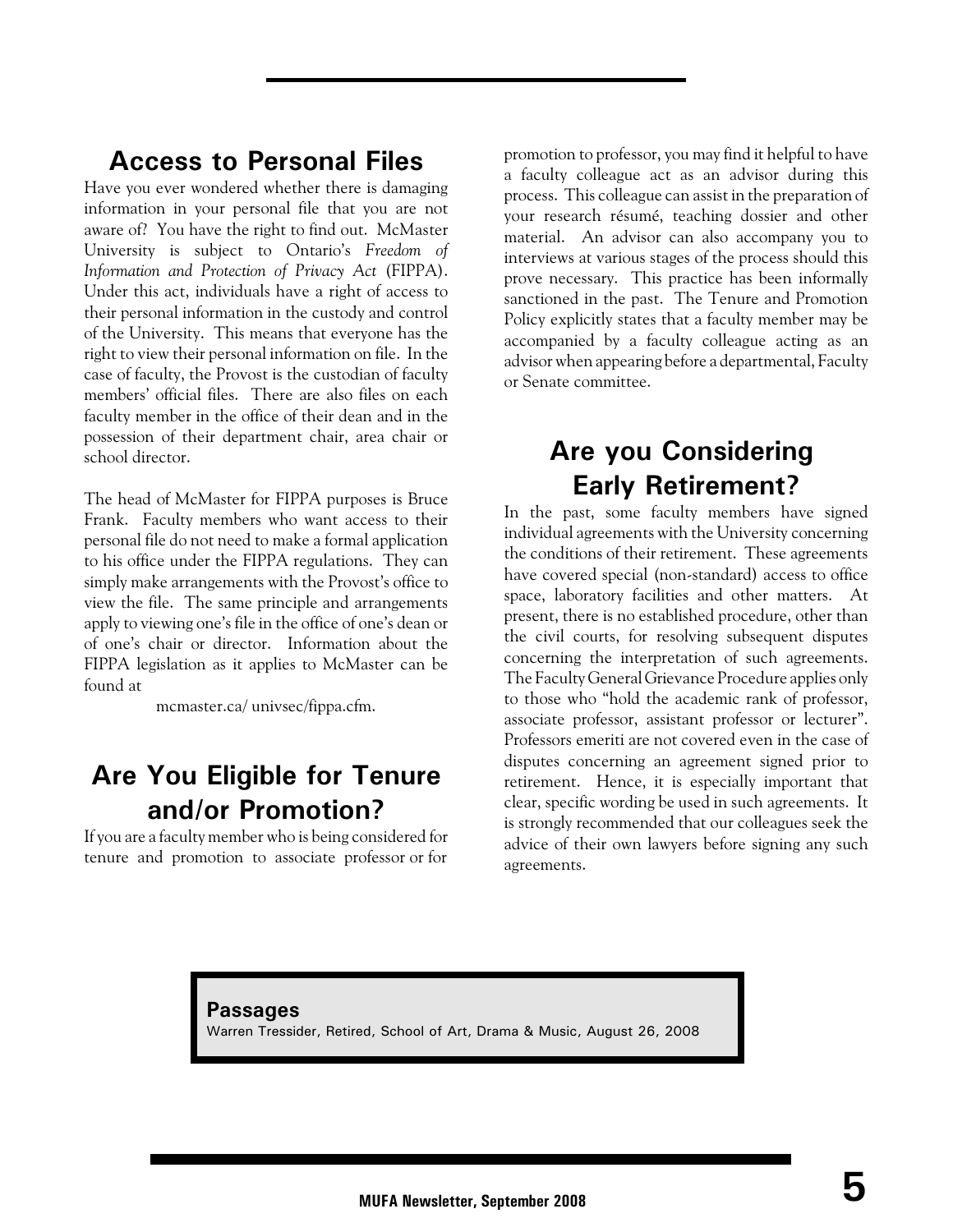## Access to Personal Files

Have you ever wondered whether there is damaging information in your personal file that you are not aware of? You have the right to find out. McMaster University is subject to Ontario's *Freedom of Information and Protection of Privacy Act* (FIPPA). Under this act, individuals have a right of access to their personal information in the custody and control of the University. This means that everyone has the right to view their personal information on file. In the case of faculty, the Provost is the custodian of faculty members' official files. There are also files on each faculty member in the office of their dean and in the possession of their department chair, area chair or school director.

The head of McMaster for FIPPA purposes is Bruce Frank. Faculty members who want access to their personal file do not need to make a formal application to his office under the FIPPA regulations. They can simply make arrangements with the Provost's office to view the file. The same principle and arrangements apply to viewing one's file in the office of one's dean or of one's chair or director. Information about the FIPPA legislation as it applies to McMaster can be found at

mcmaster.ca/ univsec/fippa.cfm.

## Are You Eligible for Tenure and/or Promotion?

If you are a faculty member who is being considered for tenure and promotion to associate professor or for promotion to professor, you may find it helpful to have a faculty colleague act as an advisor during this process. This colleague can assist in the preparation of your research résumé, teaching dossier and other material. An advisor can also accompany you to interviews at various stages of the process should this prove necessary. This practice has been informally sanctioned in the past. The Tenure and Promotion Policy explicitly states that a faculty member may be accompanied by a faculty colleague acting as an advisor when appearing before a departmental, Faculty or Senate committee.

## Are you Considering Early Retirement?

In the past, some faculty members have signed individual agreements with the University concerning the conditions of their retirement. These agreements have covered special (non-standard) access to office space, laboratory facilities and other matters. At present, there is no established procedure, other than the civil courts, for resolving subsequent disputes concerning the interpretation of such agreements. The Faculty General Grievance Procedure applies only to those who "hold the academic rank of professor, associate professor, assistant professor or lecturer". Professors emeriti are not covered even in the case of disputes concerning an agreement signed prior to retirement. Hence, it is especially important that clear, specific wording be used in such agreements. It is strongly recommended that our colleagues seek the advice of their own lawyers before signing any such agreements.

**Passages**

Warren Tressider, Retired, School of Art, Drama & Music, August 26, 2008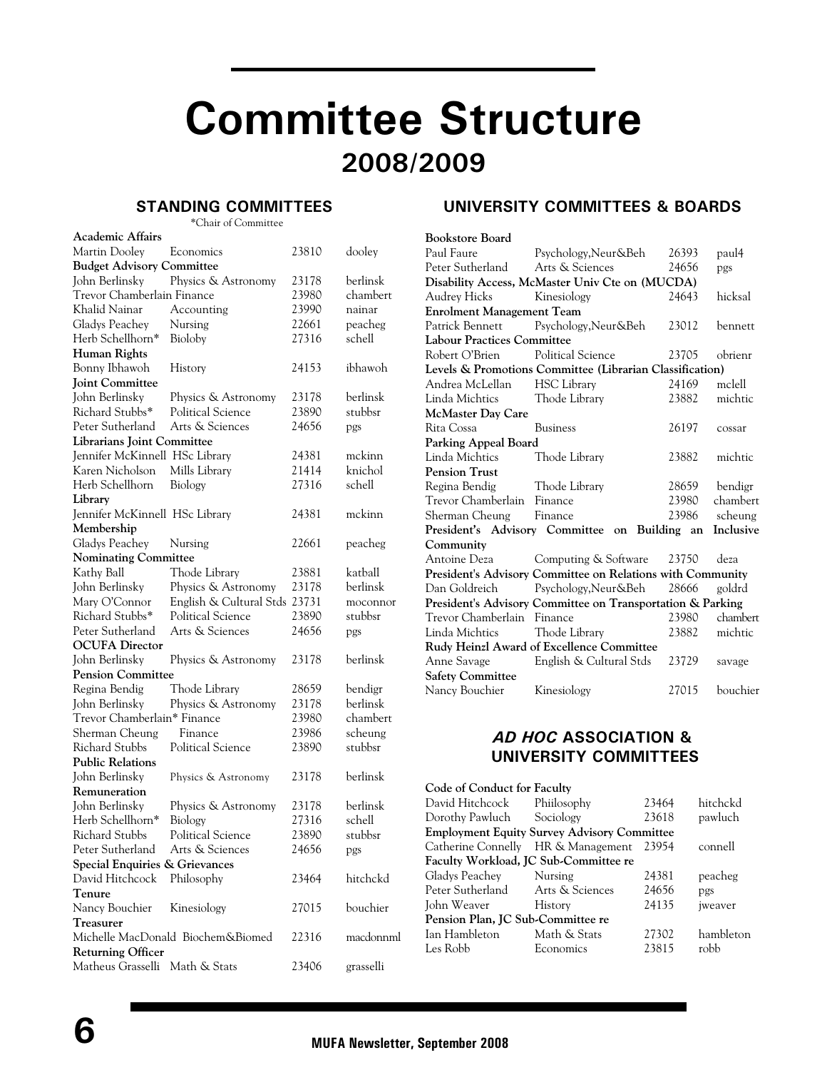# Committee Structure

## 2008/2009

### STANDING COMMITTEES

*Chair of Committee

| | | | |
|---|---|---|---|
| **Academic Affairs** | | | |
| Martin Dooley | Economics | 23810 | dooley |
| **Budget Advisory Committee** | | | |
| John Berlinsky | Physics & Astronomy | 23178 | berlinsk |
| Trevor Chamberlain | Finance | 23980 | chambert |
| Khalid Nainar | Accounting | 23990 | nainar |
| Gladys Peachey | Nursing | 22661 | peacheg |
| Herb Schellhorn* | Bioloby | 27316 | schell |
| **Human Rights** | | | |
| Bonny Ibhawoh | History | 24153 | ibhawoh |
| **Joint Committee** | | | |
| John Berlinsky | Physics & Astronomy | 23178 | berlinsk |
| Richard Stubbs* | Political Science | 23890 | stubbsr |
| Peter Sutherland | Arts & Sciences | 24656 | pgs |
| **Librarians Joint Committee** | | | |
| Jennifer McKinnell | HSc Library | 24381 | mckinn |
| Karen Nicholson | Mills Library | 21414 | knichol |
| Herb Schellhorn | Biology | 27316 | schell |
| **Library** | | | |
| Jennifer McKinnell | HSc Library | 24381 | mckinn |
| **Membership** | | | |
| Gladys Peachey | Nursing | 22661 | peacheg |
| **Nominating Committee** | | | |
| Kathy Ball | Thode Library | 23881 | katball |
| John Berlinsky | Physics & Astronomy | 23178 | berlinsk |
| Mary O'Connor | English & Cultural Stds | 23731 | moconnor |
| Richard Stubbs* | Political Science | 23890 | stubbsr |
| Peter Sutherland | Arts & Sciences | 24656 | pgs |
| **OCUFA Director** | | | |
| John Berlinsky | Physics & Astronomy | 23178 | berlinsk |
| **Pension Committee** | | | |
| Regina Bendig | Thode Library | 28659 | bendigr |
| John Berlinsky | Physics & Astronomy | 23178 | berlinsk |
| Trevor Chamberlain* | Finance | 23980 | chambert |
| Sherman Cheung | Finance | 23986 | scheung |
| Richard Stubbs | Political Science | 23890 | stubbsr |
| **Public Relations** | | | |
| John Berlinsky | Physics & Astronomy | 23178 | berlinsk |
| **Remuneration** | | | |
| John Berlinsky | Physics & Astronomy | 23178 | berlinsk |
| Herb Schellhorn* | Biology | 27316 | schell |
| Richard Stubbs | Political Science | 23890 | stubbsr |
| Peter Sutherland | Arts & Sciences | 24656 | pgs |
| **Special Enquiries & Grievances** | | | |
| David Hitchcock | Philosophy | 23464 | hitchckd |
| **Tenure** | | | |
| Nancy Bouchier | Kinesiology | 27015 | bouchier |
| **Treasurer** | | | |
| Michelle MacDonald | Biochem&Biomed | 22316 | macdonnml |
| **Returning Officer** | | | |
| Matheus Grasselli | Math & Stats | 23406 | grasselli |

### UNIVERSITY COMMITTEES & BOARDS

| | | | |
|---|---|---|---|
| **Bookstore Board** | | | |
| Paul Faure | Psychology,Neur&Beh | 26393 | paul4 |
| Peter Sutherland | Arts & Sciences | 24656 | pgs |
| **Disability Access, McMaster Univ Cte on (MUCDA)** | | | |
| Audrey Hicks | Kinesiology | 24643 | hicksal |
| **Enrolment Management Team** | | | |
| Patrick Bennett | Psychology,Neur&Beh | 23012 | bennett |
| **Labour Practices Committee** | | | |
| Robert O'Brien | Political Science | 23705 | obrienr |
| **Levels & Promotions Committee (Librarian Classification)** | | | |
| Andrea McLellan | HSC Library | 24169 | mclell |
| Linda Michtics | Thode Library | 23882 | michtic |
| **McMaster Day Care** | | | |
| Rita Cossa | Business | 26197 | cossar |
| **Parking Appeal Board** | | | |
| Linda Michtics | Thode Library | 23882 | michtic |
| **Pension Trust** | | | |
| Regina Bendig | Thode Library | 28659 | bendigr |
| Trevor Chamberlain | Finance | 23980 | chambert |
| Sherman Cheung | Finance | 23986 | scheung |
| **President's Advisory Committee on Building an Inclusive Community** | | | |
| Antoine Deza | Computing & Software | 23750 | deza |
| **President's Advisory Committee on Relations with Community** | | | |
| Dan Goldreich | Psychology,Neur&Beh | 28666 | goldrd |
| **President's Advisory Committee on Transportation & Parking** | | | |
| Trevor Chamberlain | Finance | 23980 | chambert |
| Linda Michtics | Thode Library | 23882 | michtic |
| **Rudy Heinzl Award of Excellence Committee** | | | |
| Anne Savage | English & Cultural Stds | 23729 | savage |
| **Safety Committee** | | | |
| Nancy Bouchier | Kinesiology | 27015 | bouchier |

### *AD HOC* ASSOCIATION & UNIVERSITY COMMITTEES

| | | | |
|---|---|---|---|
| **Code of Conduct for Faculty** | | | |
| David Hitchcock | Philosophy | 23464 | hitchckd |
| Dorothy Pawluch | Sociology | 23618 | pawluch |
| **Employment Equity Survey Advisory Committee** | | | |
| Catherine Connelly | HR & Management | 23954 | connell |
| **Faculty Workload, JC Sub-Committee re** | | | |
| Gladys Peachey | Nursing | 24381 | peacheg |
| Peter Sutherland | Arts & Sciences | 24656 | pgs |
| John Weaver | History | 24135 | jweaver |
| **Pension Plan, JC Sub-Committee re** | | | |
| Ian Hambleton | Math & Stats | 27302 | hambleton |
| Les Robb | Economics | 23815 | robb |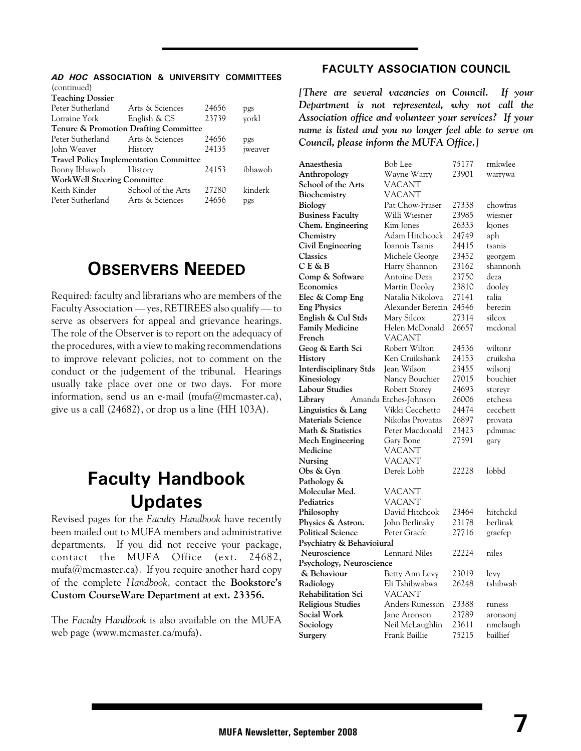### *AD HOC* ASSOCIATION & UNIVERSITY COMMITTEES

(continued)

| | | | |
|---|---|---|---|
| **Teaching Dossier** | | | |
| Peter Sutherland | Arts & Sciences | 24656 | pgs |
| Lorraine York | English & CS | 23739 | yorkl |
| **Tenure & Promotion Drafting Committee** | | | |
| Peter Sutherland | Arts & Sciences | 24656 | pgs |
| John Weaver | History | 24135 | jweaver |
| **Travel Policy Implementation Committee** | | | |
| Bonny Ibhawoh | History | 24153 | ibhawoh |
| **WorkWell Steering Committee** | | | |
| Keith Kinder | School of the Arts | 27280 | kinderk |
| Peter Sutherland | Arts & Sciences | 24656 | pgs |

## OBSERVERS NEEDED

Required: faculty and librarians who are members of the Faculty Association — yes, RETIREES also qualify — to serve as observers for appeal and grievance hearings. The role of the Observer is to report on the adequacy of the procedures, with a view to making recommendations to improve relevant policies, not to comment on the conduct or the judgement of the tribunal. Hearings usually take place over one or two days. For more information, send us an e-mail (mufa@mcmaster.ca), give us a call (24682), or drop us a line (HH 103A).

## Faculty Handbook Updates

Revised pages for the *Faculty Handbook* have recently been mailed out to MUFA members and administrative departments. If you did not receive your package, contact the MUFA Office (ext. 24682, mufa@mcmaster.ca). If you require another hard copy of the complete *Handbook*, contact the **Bookstore's Custom CourseWare Department at ext. 23356.**

The *Faculty Handbook* is also available on the MUFA web page (www.mcmaster.ca/mufa).

### FACULTY ASSOCIATION COUNCIL

***[There are several vacancies on Council. If your Department is not represented, why not call the Association office and volunteer your services? If your name is listed and you no longer feel able to serve on Council, please inform the MUFA Office.]***

| | | | |
|---|---|---|---|
| **Anaesthesia** | Bob Lee | 75177 | rmkwlee |
| **Anthropology** | Wayne Warry | 23901 | warrywa |
| **School of the Arts** | VACANT | | |
| **Biochemistry** | VACANT | | |
| **Biology** | Pat Chow-Fraser | 27338 | chowfras |
| **Business Faculty** | Willi Wiesner | 23985 | wiesner |
| **Chem. Engineering** | Kim Jones | 26333 | kjones |
| **Chemistry** | Adam Hitchcock | 24749 | aph |
| **Civil Engineering** | Ioannis Tsanis | 24415 | tsanis |
| **Classics** | Michele George | 23452 | georgem |
| **C E & B** | Harry Shannon | 23162 | shannonh |
| **Comp & Software** | Antoine Deza | 23750 | deza |
| **Economics** | Martin Dooley | 23810 | dooley |
| **Elec & Comp Eng** | Natalia Nikolova | 27141 | talia |
| **Eng Physics** | Alexander Berezin | 24546 | berezin |
| **English & Cul Stds** | Mary Silcox | 27314 | silcox |
| **Family Medicine** | Helen McDonald | 26657 | mcdonal |
| **French** | VACANT | | |
| **Geog & Earth Sci** | Robert Wilton | 24536 | wiltonr |
| **History** | Ken Cruikshank | 24153 | cruiksha |
| **Interdisciplinary Stds** | Jean Wilson | 23455 | wilsonj |
| **Kinesiology** | Nancy Bouchier | 27015 | bouchier |
| **Labour Studies** | Robert Storey | 24693 | storeyr |
| **Library** | Amanda Etches-Johnson | 26006 | etchesa |
| **Linguistics & Lang** | Vikki Cecchetto | 24474 | cecchett |
| **Materials Science** | Nikolas Provatas | 26897 | provata |
| **Math & Statistics** | Peter Macdonald | 23423 | pdmmac |
| **Mech Engineering** | Gary Bone | 27591 | gary |
| **Medicine** | VACANT | | |
| **Nursing** | VACANT | | |
| **Obs & Gyn** | Derek Lobb | 22228 | lobbd |
| **Pathology & Molecular Med.** | VACANT | | |
| **Pediatrics** | VACANT | | |
| **Philosophy** | David Hitchcok | 23464 | hitchckd |
| **Physics & Astron.** | John Berlinsky | 23178 | berlinsk |
| **Political Science** | Peter Graefe | 27716 | graefep |
| **Psychiatry & Behavioiural Neuroscience** | Lennard Niles | 22224 | niles |
| **Psychology, Neuroscience & Behaviour** | Betty Ann Levy | 23019 | levy |
| **Radiology** | Eli Tshibwabwa | 26248 | tshibwab |
| **Rehabilitation Sci** | VACANT | | |
| **Religious Studies** | Anders Runesson | 23388 | runess |
| **Social Work** | Jane Aronson | 23789 | aronsonj |
| **Sociology** | Neil McLaughlin | 23611 | nmclaugh |
| **Surgery** | Frank Baillie | 75215 | baillief |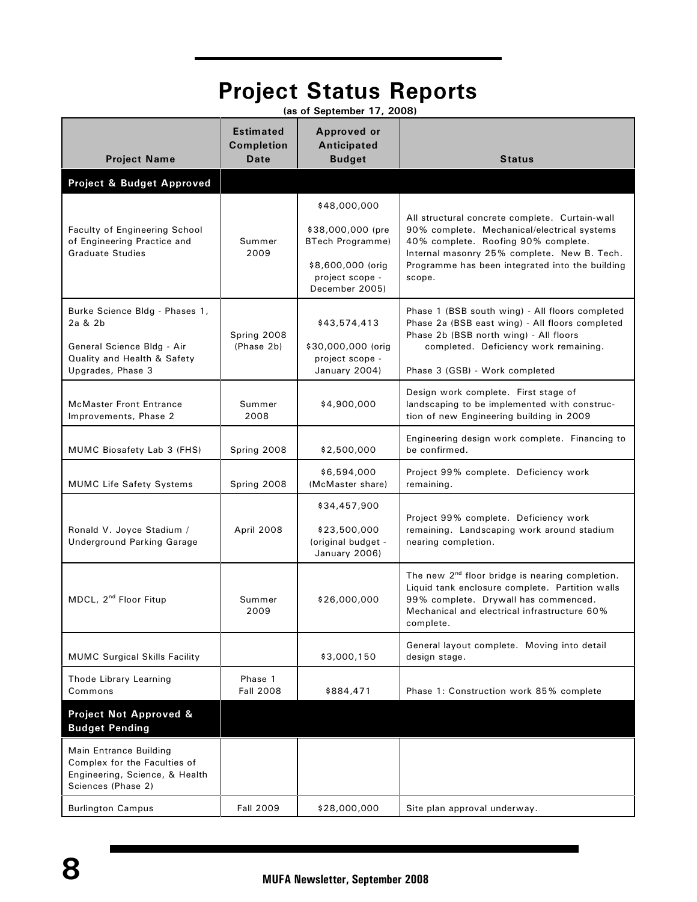# Project Status Reports

**(as of September 17, 2008)**

| Project Name | Estimated Completion Date | Approved or Anticipated Budget | Status |
|---|---|---|---|
| **Project & Budget Approved** | | | |
| Faculty of Engineering School of Engineering Practice and Graduate Studies | Summer 2009 | $48,000,000<br><br>$38,000,000 (pre BTech Programme)<br><br>$8,600,000 (orig project scope - December 2005) | All structural concrete complete. Curtain-wall 90% complete. Mechanical/electrical systems 40% complete. Roofing 90% complete. Internal masonry 25% complete. New B. Tech. Programme has been integrated into the building scope. |
| Burke Science Bldg - Phases 1, 2a & 2b<br><br>General Science Bldg - Air Quality and Health & Safety Upgrades, Phase 3 | Spring 2008 (Phase 2b) | $43,574,413<br><br>$30,000,000 (orig project scope - January 2004) | Phase 1 (BSB south wing) - All floors completed<br>Phase 2a (BSB east wing) - All floors completed<br>Phase 2b (BSB north wing) - All floors completed. Deficiency work remaining.<br><br>Phase 3 (GSB) - Work completed |
| McMaster Front Entrance Improvements, Phase 2 | Summer 2008 | $4,900,000 | Design work complete. First stage of landscaping to be implemented with construction of new Engineering building in 2009 |
| MUMC Biosafety Lab 3 (FHS) | Spring 2008 | $2,500,000 | Engineering design work complete. Financing to be confirmed. |
| MUMC Life Safety Systems | Spring 2008 | $6,594,000 (McMaster share) | Project 99% complete. Deficiency work remaining. |
| Ronald V. Joyce Stadium / Underground Parking Garage | April 2008 | $34,457,900<br><br>$23,500,000 (original budget - January 2006) | Project 99% complete. Deficiency work remaining. Landscaping work around stadium nearing completion. |
| MDCL, 2nd Floor Fitup | Summer 2009 | $26,000,000 | The new 2nd floor bridge is nearing completion. Liquid tank enclosure complete. Partition walls 99% complete. Drywall has commenced. Mechanical and electrical infrastructure 60% complete. |
| MUMC Surgical Skills Facility | | $3,000,150 | General layout complete. Moving into detail design stage. |
| Thode Library Learning Commons | Phase 1 Fall 2008 | $884,471 | Phase 1: Construction work 85% complete |
| **Project Not Approved & Budget Pending** | | | |
| Main Entrance Building Complex for the Faculties of Engineering, Science, & Health Sciences (Phase 2) | | | |
| Burlington Campus | Fall 2009 | $28,000,000 | Site plan approval underway. |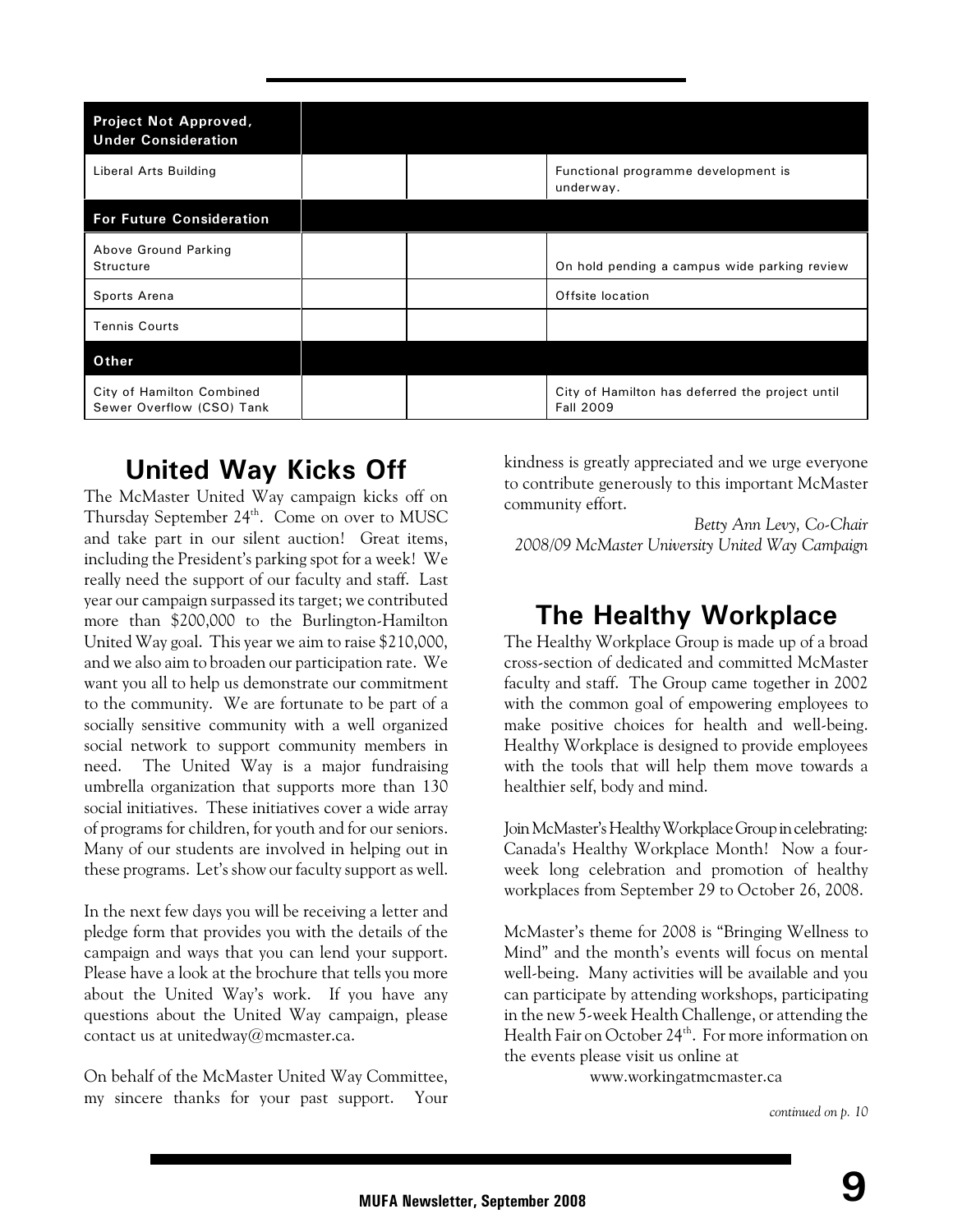| Project Not Approved, Under Consideration | | | |
|---|---|---|---|
| Liberal Arts Building | | | Functional programme development is underway. |
| **For Future Consideration** | | | |
| Above Ground Parking Structure | | | On hold pending a campus wide parking review |
| Sports Arena | | | Offsite location |
| Tennis Courts | | | |
| **Other** | | | |
| City of Hamilton Combined Sewer Overflow (CSO) Tank | | | City of Hamilton has deferred the project until Fall 2009 |

## United Way Kicks Off

The McMaster United Way campaign kicks off on Thursday September 24th. Come on over to MUSC and take part in our silent auction! Great items, including the President's parking spot for a week! We really need the support of our faculty and staff. Last year our campaign surpassed its target; we contributed more than $200,000 to the Burlington-Hamilton United Way goal. This year we aim to raise $210,000, and we also aim to broaden our participation rate. We want you all to help us demonstrate our commitment to the community. We are fortunate to be part of a socially sensitive community with a well organized social network to support community members in need. The United Way is a major fundraising umbrella organization that supports more than 130 social initiatives. These initiatives cover a wide array of programs for children, for youth and for our seniors. Many of our students are involved in helping out in these programs. Let's show our faculty support as well.

In the next few days you will be receiving a letter and pledge form that provides you with the details of the campaign and ways that you can lend your support. Please have a look at the brochure that tells you more about the United Way's work. If you have any questions about the United Way campaign, please contact us at unitedway@mcmaster.ca.

On behalf of the McMaster United Way Committee, my sincere thanks for your past support. Your kindness is greatly appreciated and we urge everyone to contribute generously to this important McMaster community effort.

*Betty Ann Levy, Co-Chair*
*2008/09 McMaster University United Way Campaign*

## The Healthy Workplace

The Healthy Workplace Group is made up of a broad cross-section of dedicated and committed McMaster faculty and staff. The Group came together in 2002 with the common goal of empowering employees to make positive choices for health and well-being. Healthy Workplace is designed to provide employees with the tools that will help them move towards a healthier self, body and mind.

Join McMaster's Healthy Workplace Group in celebrating: Canada's Healthy Workplace Month! Now a four-week long celebration and promotion of healthy workplaces from September 29 to October 26, 2008.

McMaster's theme for 2008 is "Bringing Wellness to Mind" and the month's events will focus on mental well-being. Many activities will be available and you can participate by attending workshops, participating in the new 5-week Health Challenge, or attending the Health Fair on October 24th. For more information on the events please visit us online at

www.workingatmcmaster.ca

*continued on p. 10*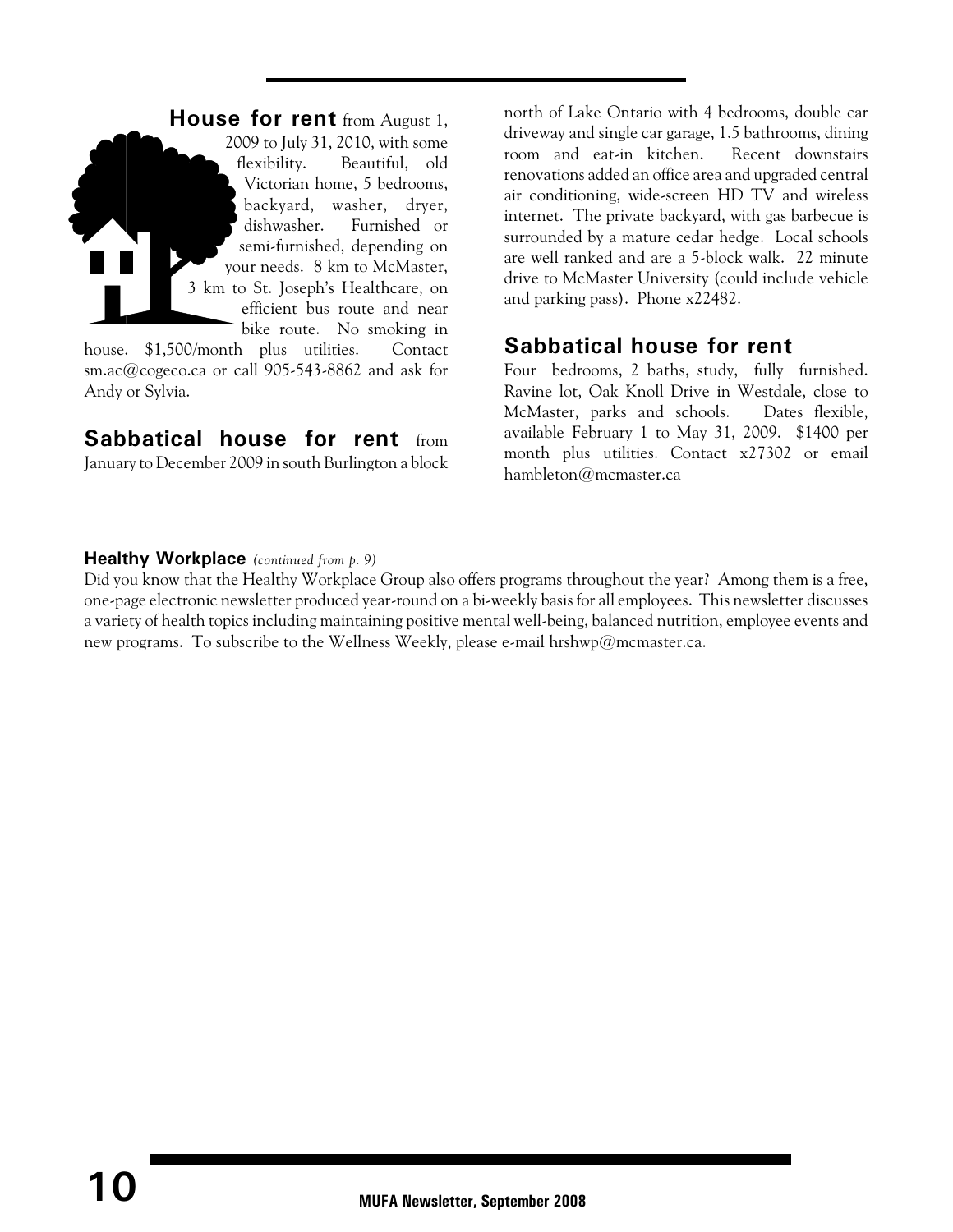**House for rent** from August 1, 2009 to July 31, 2010, with some flexibility. Beautiful, old Victorian home, 5 bedrooms, backyard, washer, dryer, dishwasher. Furnished or semi-furnished, depending on your needs. 8 km to McMaster, 3 km to St. Joseph's Healthcare, on efficient bus route and near bike route. No smoking in house. $1,500/month plus utilities. Contact sm.ac@cogeco.ca or call 905-543-8862 and ask for Andy or Sylvia.

## Sabbatical house for rent

from January to December 2009 in south Burlington a block north of Lake Ontario with 4 bedrooms, double car driveway and single car garage, 1.5 bathrooms, dining room and eat-in kitchen. Recent downstairs renovations added an office area and upgraded central air conditioning, wide-screen HD TV and wireless internet. The private backyard, with gas barbecue is surrounded by a mature cedar hedge. Local schools are well ranked and are a 5-block walk. 22 minute drive to McMaster University (could include vehicle and parking pass). Phone x22482.

## Sabbatical house for rent

Four bedrooms, 2 baths, study, fully furnished. Ravine lot, Oak Knoll Drive in Westdale, close to McMaster, parks and schools. Dates flexible, available February 1 to May 31, 2009. $1400 per month plus utilities. Contact x27302 or email hambleton@mcmaster.ca

**Healthy Workplace** *(continued from p. 9)*

Did you know that the Healthy Workplace Group also offers programs throughout the year? Among them is a free, one-page electronic newsletter produced year-round on a bi-weekly basis for all employees. This newsletter discusses a variety of health topics including maintaining positive mental well-being, balanced nutrition, employee events and new programs. To subscribe to the Wellness Weekly, please e-mail hrshwp@mcmaster.ca.